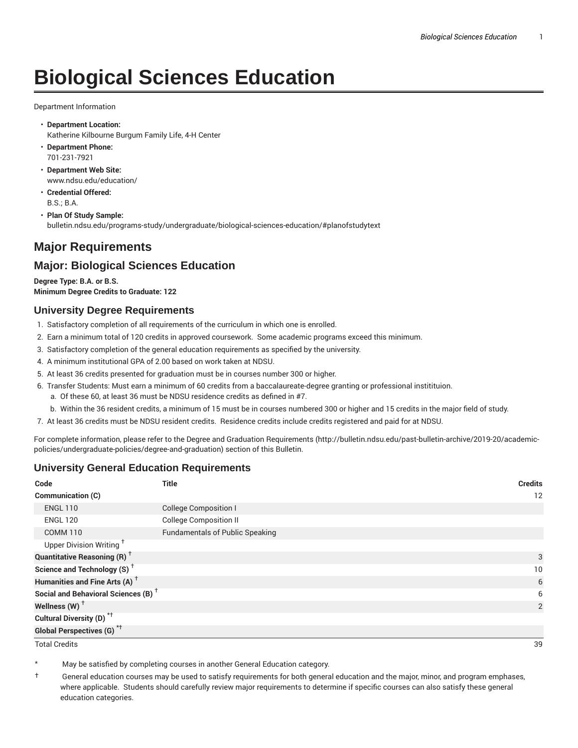# Biological Sciences Education

Department Information

- **Department Location:**
  Katherine Kilbourne Burgum Family Life, 4-H Center
- **Department Phone:**
  701-231-7921
- **Department Web Site:**
  www.ndsu.edu/education/
- **Credential Offered:**
  B.S.; B.A.
- **Plan Of Study Sample:**
  bulletin.ndsu.edu/programs-study/undergraduate/biological-sciences-education/#planofstudytext

## Major Requirements

## Major: Biological Sciences Education

**Degree Type: B.A. or B.S.**
**Minimum Degree Credits to Graduate: 122**

### University Degree Requirements

1. Satisfactory completion of all requirements of the curriculum in which one is enrolled.
2. Earn a minimum total of 120 credits in approved coursework. Some academic programs exceed this minimum.
3. Satisfactory completion of the general education requirements as specified by the university.
4. A minimum institutional GPA of 2.00 based on work taken at NDSU.
5. At least 36 credits presented for graduation must be in courses number 300 or higher.
6. Transfer Students: Must earn a minimum of 60 credits from a baccalaureate-degree granting or professional instititution.
   a. Of these 60, at least 36 must be NDSU residence credits as defined in #7.
   b. Within the 36 resident credits, a minimum of 15 must be in courses numbered 300 or higher and 15 credits in the major field of study.
7. At least 36 credits must be NDSU resident credits. Residence credits include credits registered and paid for at NDSU.

For complete information, please refer to the Degree and Graduation Requirements (http://bulletin.ndsu.edu/past-bulletin-archive/2019-20/academic-policies/undergraduate-policies/degree-and-graduation) section of this Bulletin.

### University General Education Requirements

| Code | Title | Credits |
|---|---|---|
| **Communication (C)** | | 12 |
| ENGL 110 | College Composition I | |
| ENGL 120 | College Composition II | |
| COMM 110 | Fundamentals of Public Speaking | |
| Upper Division Writing † | | |
| **Quantitative Reasoning (R) †** | | 3 |
| **Science and Technology (S) †** | | 10 |
| **Humanities and Fine Arts (A) †** | | 6 |
| **Social and Behavioral Sciences (B) †** | | 6 |
| **Wellness (W) †** | | 2 |
| **Cultural Diversity (D) *†** | | |
| **Global Perspectives (G) *†** | | |
| Total Credits | | 39 |

\* May be satisfied by completing courses in another General Education category.

† General education courses may be used to satisfy requirements for both general education and the major, minor, and program emphases, where applicable. Students should carefully review major requirements to determine if specific courses can also satisfy these general education categories.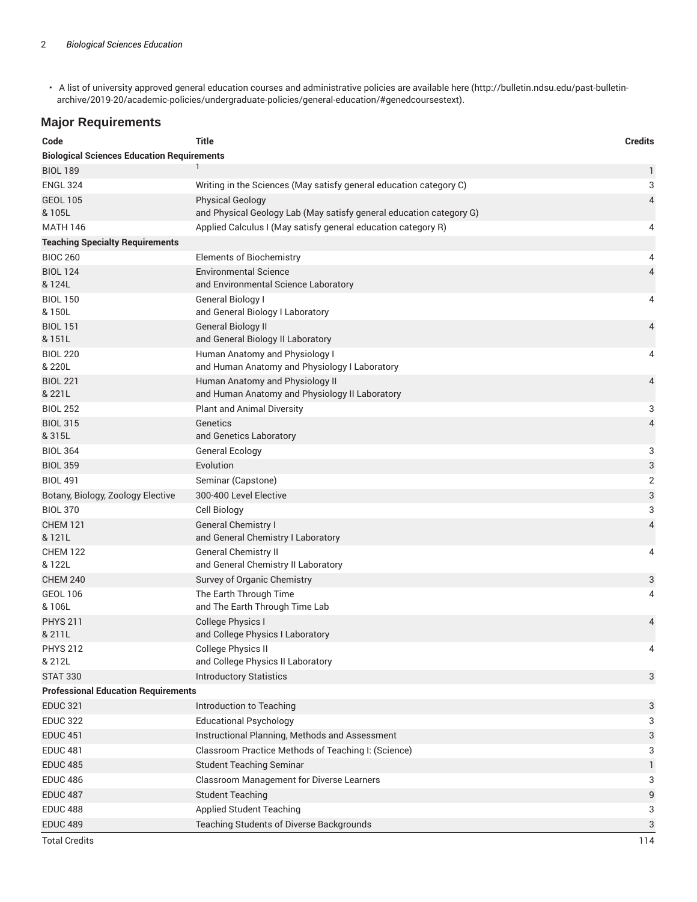- A list of university approved general education courses and administrative policies are available here (http://bulletin.ndsu.edu/past-bulletin-archive/2019-20/academic-policies/undergraduate-policies/general-education/#genedcoursestext).

## Major Requirements

| Code | Title | Credits |
|---|---|---|
| **Biological Sciences Education Requirements** | | |
| BIOL 189 | [1] | 1 |
| ENGL 324 | Writing in the Sciences (May satisfy general education category C) | 3 |
| GEOL 105<br>& 105L | Physical Geology<br>and Physical Geology Lab (May satisfy general education category G) | 4 |
| MATH 146 | Applied Calculus I (May satisfy general education category R) | 4 |
| **Teaching Specialty Requirements** | | |
| BIOC 260 | Elements of Biochemistry | 4 |
| BIOL 124<br>& 124L | Environmental Science<br>and Environmental Science Laboratory | 4 |
| BIOL 150<br>& 150L | General Biology I<br>and General Biology I Laboratory | 4 |
| BIOL 151<br>& 151L | General Biology II<br>and General Biology II Laboratory | 4 |
| BIOL 220<br>& 220L | Human Anatomy and Physiology I<br>and Human Anatomy and Physiology I Laboratory | 4 |
| BIOL 221<br>& 221L | Human Anatomy and Physiology II<br>and Human Anatomy and Physiology II Laboratory | 4 |
| BIOL 252 | Plant and Animal Diversity | 3 |
| BIOL 315<br>& 315L | Genetics<br>and Genetics Laboratory | 4 |
| BIOL 364 | General Ecology | 3 |
| BIOL 359 | Evolution | 3 |
| BIOL 491 | Seminar (Capstone) | 2 |
| Botany, Biology, Zoology Elective | 300-400 Level Elective | 3 |
| BIOL 370 | Cell Biology | 3 |
| CHEM 121<br>& 121L | General Chemistry I<br>and General Chemistry I Laboratory | 4 |
| CHEM 122<br>& 122L | General Chemistry II<br>and General Chemistry II Laboratory | 4 |
| CHEM 240 | Survey of Organic Chemistry | 3 |
| GEOL 106<br>& 106L | The Earth Through Time<br>and The Earth Through Time Lab | 4 |
| PHYS 211<br>& 211L | College Physics I<br>and College Physics I Laboratory | 4 |
| PHYS 212<br>& 212L | College Physics II<br>and College Physics II Laboratory | 4 |
| STAT 330 | Introductory Statistics | 3 |
| **Professional Education Requirements** | | |
| EDUC 321 | Introduction to Teaching | 3 |
| EDUC 322 | Educational Psychology | 3 |
| EDUC 451 | Instructional Planning, Methods and Assessment | 3 |
| EDUC 481 | Classroom Practice Methods of Teaching I: (Science) | 3 |
| EDUC 485 | Student Teaching Seminar | 1 |
| EDUC 486 | Classroom Management for Diverse Learners | 3 |
| EDUC 487 | Student Teaching | 9 |
| EDUC 488 | Applied Student Teaching | 3 |
| EDUC 489 | Teaching Students of Diverse Backgrounds | 3 |
| Total Credits | | 114 |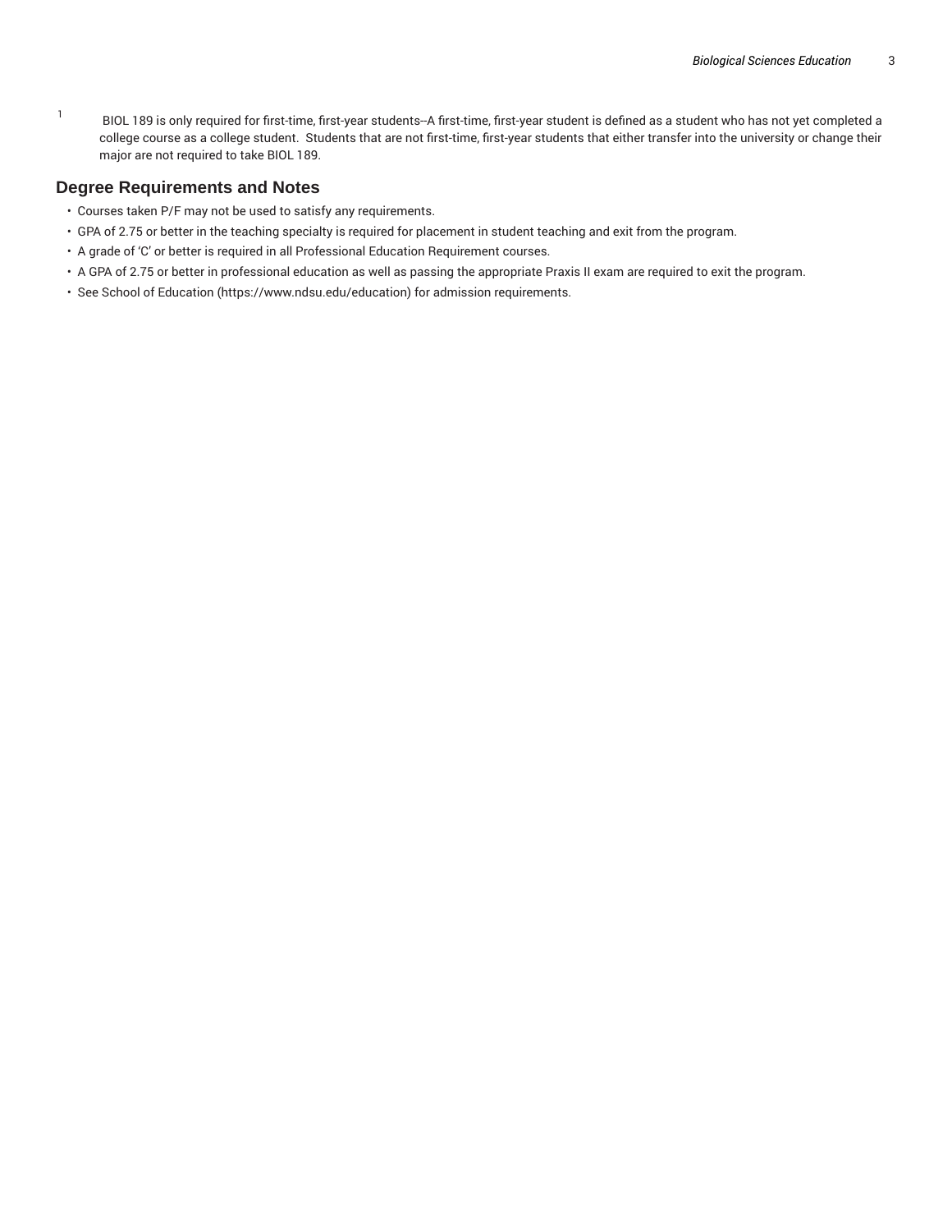[1] BIOL 189 is only required for first-time, first-year students--A first-time, first-year student is defined as a student who has not yet completed a college course as a college student.  Students that are not first-time, first-year students that either transfer into the university or change their major are not required to take BIOL 189.

## Degree Requirements and Notes

- Courses taken P/F may not be used to satisfy any requirements.
- GPA of 2.75 or better in the teaching specialty is required for placement in student teaching and exit from the program.
- A grade of 'C' or better is required in all Professional Education Requirement courses.
- A GPA of 2.75 or better in professional education as well as passing the appropriate Praxis II exam are required to exit the program.
- See School of Education (https://www.ndsu.edu/education) for admission requirements.